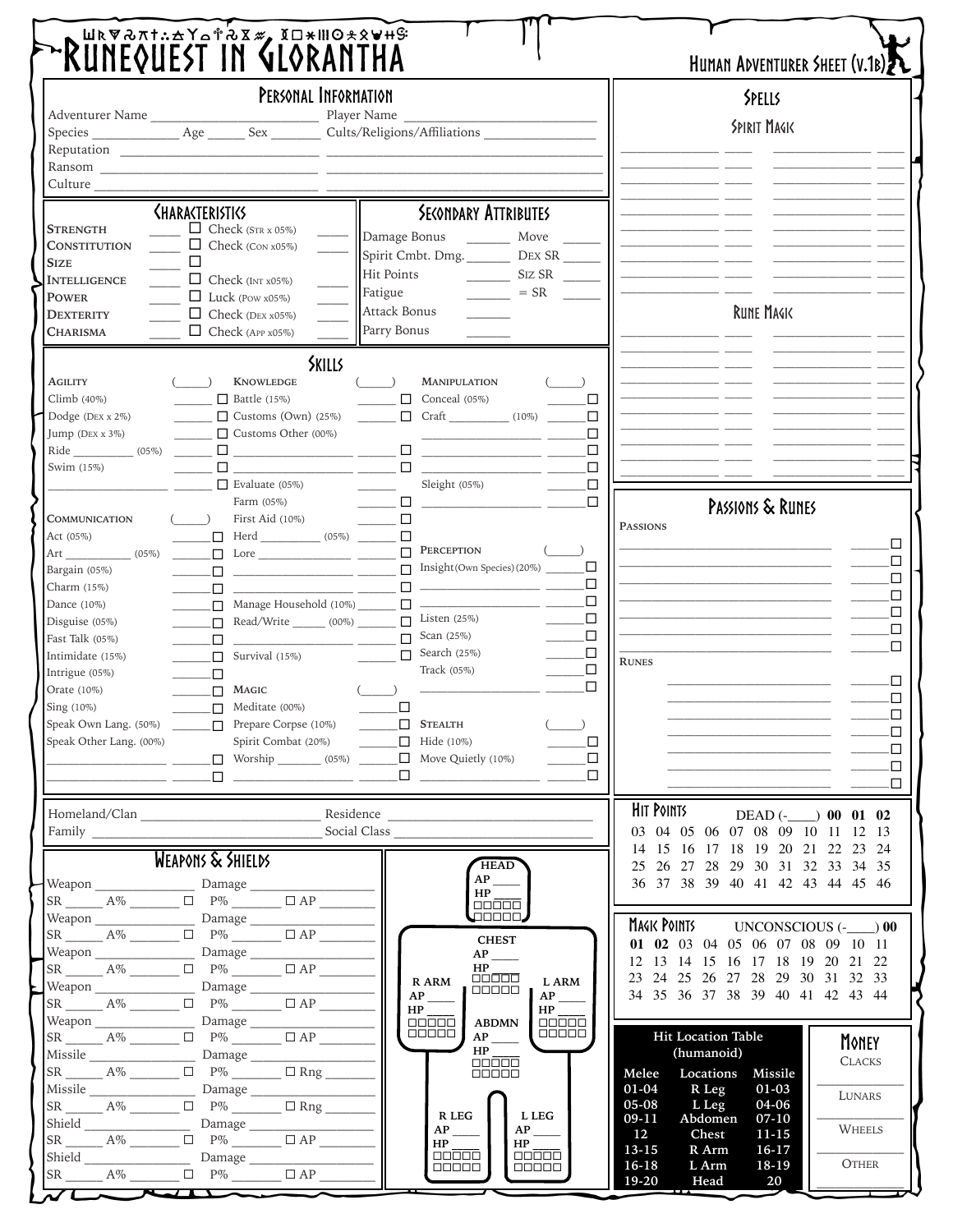# RuneQuest in Glorantha

Human Adventurer Sheet (v.1b)

## Personal Information

Adventurer Name ______________ Player Name ______________

Species ________ Age ____ Sex ____ Cults/Religions/Affiliations ______________

Reputation ______________

Ransom ______________

Culture ______________

## Characteristics

| Characteristic | | | Check | |
|---|---|---|---|---|
| Strength | ____ | ☐ | Check (Str x 05%) | ____ |
| Constitution | ____ | ☐ | Check (Con x05%) | ____ |
| Size | ____ | ☐ | | |
| Intelligence | ____ | ☐ | Check (Int x05%) | ____ |
| Power | ____ | ☐ | Luck (Pow x05%) | ____ |
| Dexterity | ____ | ☐ | Check (Dex x05%) | ____ |
| Charisma | ____ | ☐ | Check (App x05%) | ____ |

## Secondary Attributes

Damage Bonus ____ Move ____

Spirit Cmbt. Dmg. ____ Dex SR ____

Hit Points ____ Siz SR ____

Fatigue ____ = SR ____

Attack Bonus ____

Parry Bonus ____

## Skills

**Agility** (____)
- Climb (40%) ____ ☐
- Dodge (Dex x 2%) ____ ☐
- Jump (Dex x 3%) ____ ☐
- Ride ________ (05%) ____ ☐
- Swim (15%) ____ ☐
- ______________ ____ ☐

**Communication** (____)
- Act (05%) ____ ☐
- Art ________ (05%) ____ ☐
- Bargain (05%) ____ ☐
- Charm (15%) ____ ☐
- Dance (10%) ____ ☐
- Disguise (05%) ____ ☐
- Fast Talk (05%) ____ ☐
- Intimidate (15%) ____ ☐
- Intrigue (05%) ____ ☐
- Orate (10%) ____ ☐
- Sing (10%) ____ ☐
- Speak Own Lang. (50%) ____ ☐
- Speak Other Lang. (00%)
- ______________ ____ ☐
- ______________ ____ ☐

**Knowledge** (____)
- Battle (15%) ____ ☐
- Customs (Own) (25%) ____ ☐
- Customs Other (00%)
- ______________ ____ ☐
- ______________ ____ ☐
- Evaluate (05%) ____
- Farm (05%) ____ ☐
- First Aid (10%) ____ ☐
- Herd ________ (05%) ____ ☐
- Lore ______________ ____ ☐
- ______________ ____ ☐
- ______________ ____ ☐
- Manage Household (10%) ____ ☐
- Read/Write ____ (00%) ____ ☐
- ______________ ____ ☐
- Survival (15%) ____ ☐

**Magic** (____)
- Meditate (00%) ____ ☐
- Prepare Corpse (10%) ____ ☐
- Spirit Combat (20%) ____ ☐
- Worship ________ (05%) ____ ☐
- ______________ ____ ☐

**Manipulation** (____)
- Conceal (05%) ____ ☐
- Craft ________ (10%) ____ ☐
- ______________ ____ ☐
- ______________ ____ ☐
- ______________ ____ ☐
- Sleight (05%) ____ ☐
- ______________ ____ ☐

**Perception** (____)
- Insight (Own Species) (20%) ____ ☐
- ______________ ____ ☐
- ______________ ____ ☐
- Listen (25%) ____ ☐
- Scan (25%) ____ ☐
- Search (25%) ____ ☐
- Track (05%) ____ ☐
- ______________ ____ ☐

**Stealth** (____)
- Hide (10%) ____ ☐
- Move Quietly (10%) ____ ☐
- ______________ ____ ☐

Homeland/Clan ______________ Residence ______________

Family ______________ Social Class ______________

## Weapons & Shields

| | | | | |
|---|---|---|---|---|
| Weapon ________ | Damage ________ | | | |
| SR ____ | A% ____ ☐ | P% ____ | ☐ AP ____ | |
| Weapon ________ | Damage ________ | | | |
| SR ____ | A% ____ ☐ | P% ____ | ☐ AP ____ | |
| Weapon ________ | Damage ________ | | | |
| SR ____ | A% ____ ☐ | P% ____ | ☐ AP ____ | |
| Weapon ________ | Damage ________ | | | |
| SR ____ | A% ____ ☐ | P% ____ | ☐ AP ____ | |
| Weapon ________ | Damage ________ | | | |
| SR ____ | A% ____ ☐ | P% ____ | ☐ AP ____ | |
| Missile ________ | Damage ________ | | | |
| SR ____ | A% ____ ☐ | P% ____ | ☐ Rng ____ | |
| Missile ________ | Damage ________ | | | |
| SR ____ | A% ____ ☐ | P% ____ | ☐ Rng ____ | |
| Shield ________ | Damage ________ | | | |
| SR ____ | A% ____ ☐ | P% ____ | ☐ AP ____ | |
| Shield ________ | Damage ________ | | | |
| SR ____ | A% ____ ☐ | P% ____ | ☐ AP ____ | |

**Head** AP ____ HP ____ ☐☐☐☐☐ ☐☐☐☐☐

**Chest** AP ____ HP ____ ☐☐☐☐☐ ☐☐☐☐☐

**R Arm** AP ____ HP ____ ☐☐☐☐☐ ☐☐☐☐☐

**L Arm** AP ____ HP ____ ☐☐☐☐☐ ☐☐☐☐☐

**Abdmn** AP ____ HP ____ ☐☐☐☐☐ ☐☐☐☐☐

**R Leg** AP ____ HP ____ ☐☐☐☐☐ ☐☐☐☐☐

**L Leg** AP ____ HP ____ ☐☐☐☐☐ ☐☐☐☐☐

## Spells

### Spirit Magic

______________ ____ ______________ ____

### Rune Magic

______________ ____ ______________ ____

## Passions & Runes

**Passions**

______________ ____ ☐

**Runes**

______________ ____ ☐

## Hit Points

DEAD (-____) **00 01 02**
03 04 05 06 07 08 09 10 11 12 13
14 15 16 17 18 19 20 21 22 23 24
25 26 27 28 29 30 31 32 33 34 35
36 37 38 39 40 41 42 43 44 45 46

## Magic Points

UNCONSCIOUS (-____) **00**
**01 02** 03 04 05 06 07 08 09 10 11
12 13 14 15 16 17 18 19 20 21 22
23 24 25 26 27 28 29 30 31 32 33
34 35 36 37 38 39 40 41 42 43 44

**Hit Location Table (humanoid)**

| Melee | Locations | Missile |
|---|---|---|
| 01-04 | R Leg | 01-03 |
| 05-08 | L Leg | 04-06 |
| 09-11 | Abdomen | 07-10 |
| 12 | Chest | 11-15 |
| 13-15 | R Arm | 16-17 |
| 16-18 | L Arm | 18-19 |
| 19-20 | Head | 20 |

## Money

Clacks ________

Lunars ________

Wheels ________

Other ________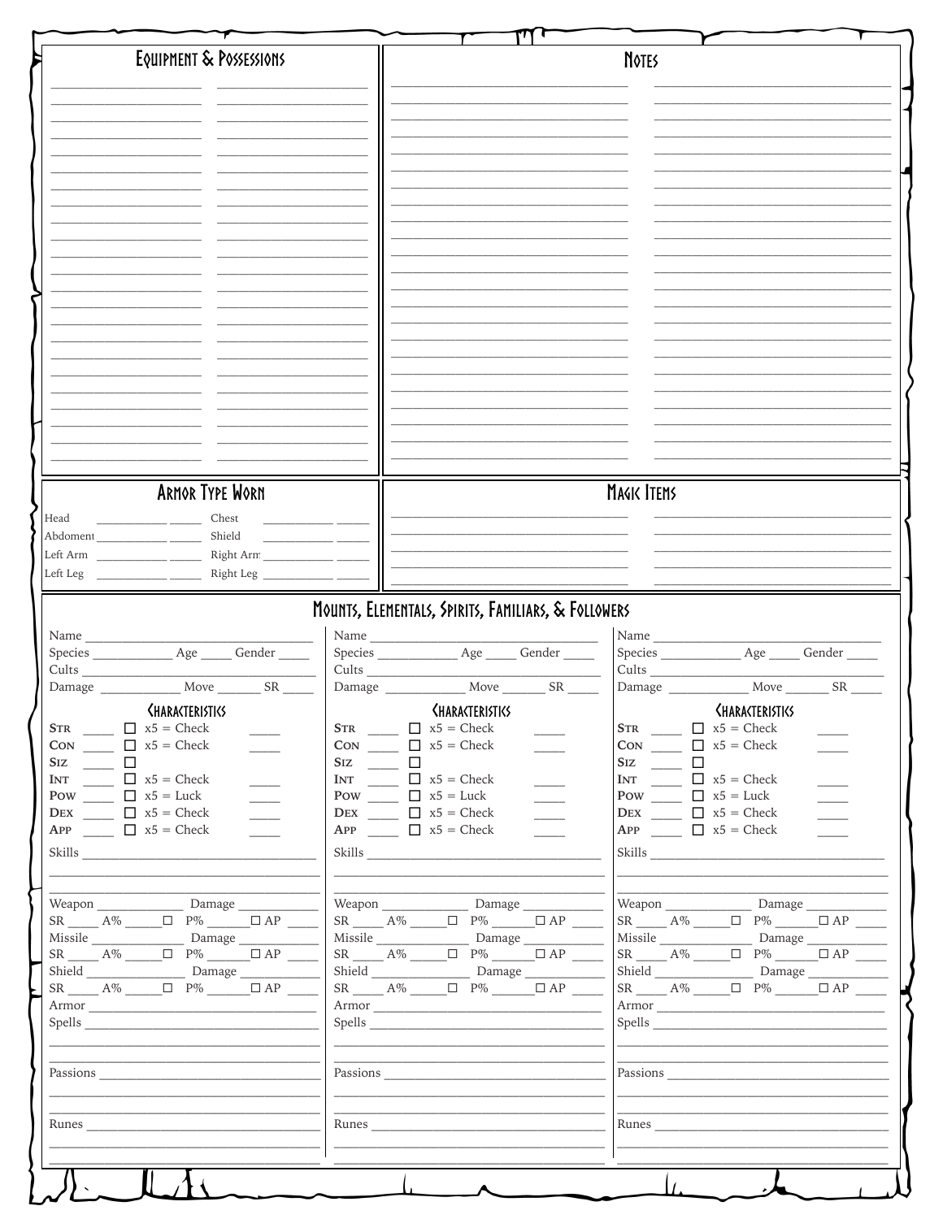## Equipment & Possessions

## Notes

## Armor Type Worn

| | | | |
|---|---|---|---|
| Head | | Chest | |
| Abdoment | | Shield | |
| Left Arm | | Right Arm | |
| Left Leg | | Right Leg | |

## Magic Items

## Mounts, Elementals, Spirits, Familiars, & Followers

Name
Species Age Gender
Cults
Damage Move SR

### Characteristics

| | | | |
|---|---|---|---|
| Str | ☐ | x5 = Check | |
| Con | ☐ | x5 = Check | |
| Siz | ☐ | | |
| Int | ☐ | x5 = Check | |
| Pow | ☐ | x5 = Luck | |
| Dex | ☐ | x5 = Check | |
| App | ☐ | x5 = Check | |

Skills

Weapon Damage
SR A% ☐ P% ☐ AP
Missile Damage
SR A% ☐ P% ☐ AP
Shield Damage
SR A% ☐ P% ☐ AP
Armor
Spells

Passions

Runes

Name
Species Age Gender
Cults
Damage Move SR

### Characteristics

| | | | |
|---|---|---|---|
| Str | ☐ | x5 = Check | |
| Con | ☐ | x5 = Check | |
| Siz | ☐ | | |
| Int | ☐ | x5 = Check | |
| Pow | ☐ | x5 = Luck | |
| Dex | ☐ | x5 = Check | |
| App | ☐ | x5 = Check | |

Skills

Weapon Damage
SR A% ☐ P% ☐ AP
Missile Damage
SR A% ☐ P% ☐ AP
Shield Damage
SR A% ☐ P% ☐ AP
Armor
Spells

Passions

Runes

Name
Species Age Gender
Cults
Damage Move SR

### Characteristics

| | | | |
|---|---|---|---|
| Str | ☐ | x5 = Check | |
| Con | ☐ | x5 = Check | |
| Siz | ☐ | | |
| Int | ☐ | x5 = Check | |
| Pow | ☐ | x5 = Luck | |
| Dex | ☐ | x5 = Check | |
| App | ☐ | x5 = Check | |

Skills

Weapon Damage
SR A% ☐ P% ☐ AP
Missile Damage
SR A% ☐ P% ☐ AP
Shield Damage
SR A% ☐ P% ☐ AP
Armor
Spells

Passions

Runes